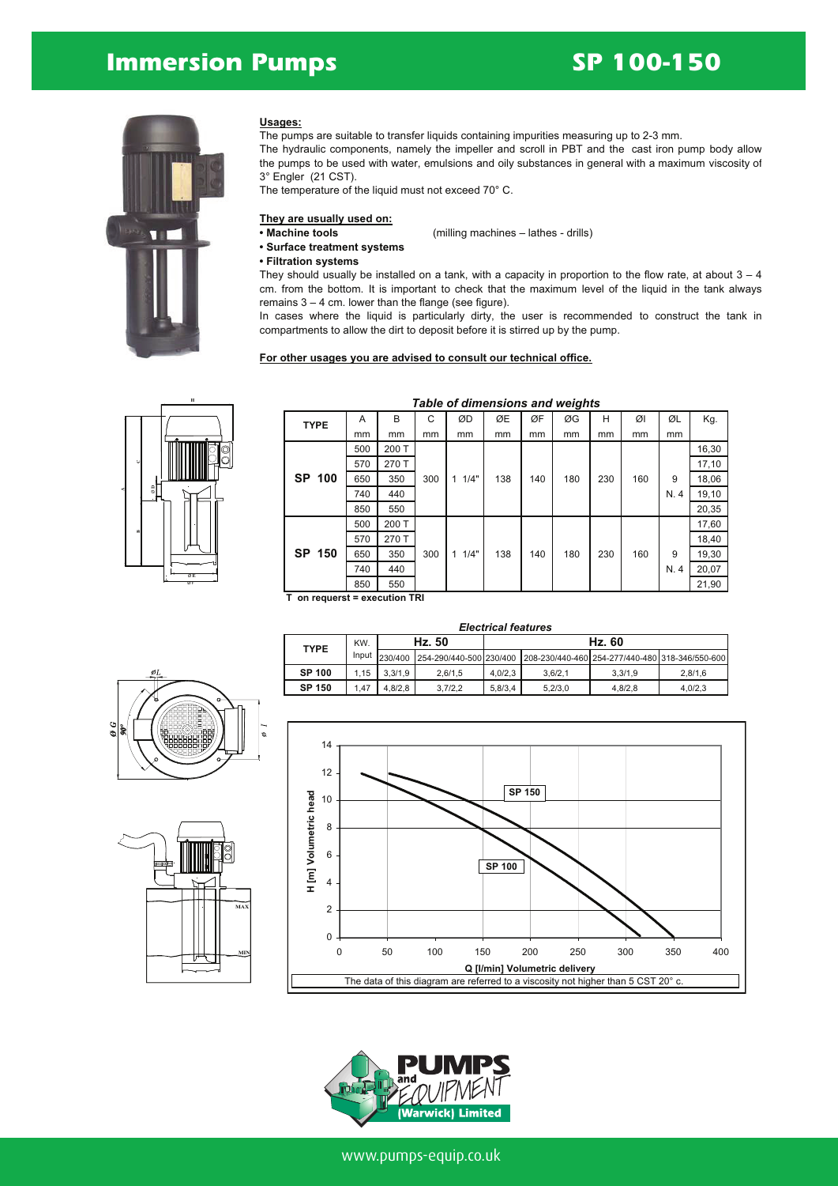# Immersion Pumps

# SP 100-150

**Usages:**

The pumps are suitable to transfer liquids containing impurities measuring up to 2-3 mm.

The hydraulic components, namely the impeller and scroll in PBT and the cast iron pump body allow the pumps to be used with water, emulsions and oily substances in general with a maximum viscosity of 3° Engler (21 CST).

The temperature of the liquid must not exceed 70° C.

**They are usually used on:**

- **Machine tools** (milling machines – lathes - drills)
- **Surface treatment systems**
- **Filtration systems**

They should usually be installed on a tank, with a capacity in proportion to the flow rate, at about 3 – 4 cm. from the bottom. It is important to check that the maximum level of the liquid in the tank always remains 3 – 4 cm. lower than the flange (see figure).

In cases where the liquid is particularly dirty, the user is recommended to construct the tank in compartments to allow the dirt to deposit before it is stirred up by the pump.

**For other usages you are advised to consult our technical office.**

***Table of dimensions and weights***

| TYPE | A mm | B mm | C mm | ØD mm | ØE mm | ØF mm | ØG mm | H mm | ØI mm | ØL mm | Kg. |
|---|---|---|---|---|---|---|---|---|---|---|---|
| SP 100 | 500 | 200 T | 300 | 1 1/4" | 138 | 140 | 180 | 230 | 160 | 9 N. 4 | 16,30 |
| | 570 | 270 T | | | | | | | | | 17,10 |
| | 650 | 350 | | | | | | | | | 18,06 |
| | 740 | 440 | | | | | | | | | 19,10 |
| | 850 | 550 | | | | | | | | | 20,35 |
| SP 150 | 500 | 200 T | 300 | 1 1/4" | 138 | 140 | 180 | 230 | 160 | 9 N. 4 | 17,60 |
| | 570 | 270 T | | | | | | | | | 18,40 |
| | 650 | 350 | | | | | | | | | 19,30 |
| | 740 | 440 | | | | | | | | | 20,07 |
| | 850 | 550 | | | | | | | | | 21,90 |

**T on requerst = execution TRI**

***Electrical features***

| TYPE | KW. Input | Hz. 50 | | Hz. 60 | | | |
|---|---|---|---|---|---|---|---|
| | | 230/400 | 254-290/440-500 | 230/400 | 208-230/440-460 | 254-277/440-480 | 318-346/550-600 |
| **SP 100** | 1,15 | 3,3/1,9 | 2,6/1,5 | 4,0/2,3 | 3,6/2,1 | 3,3/1,9 | 2,8/1,6 |
| **SP 150** | 1,47 | 4,8/2,8 | 3,7/2,2 | 5,8/3,4 | 5,2/3,0 | 4,8/2,8 | 4,0/2,3 |

The data of this diagram are referred to a viscosity not higher than 5 CST 20° c.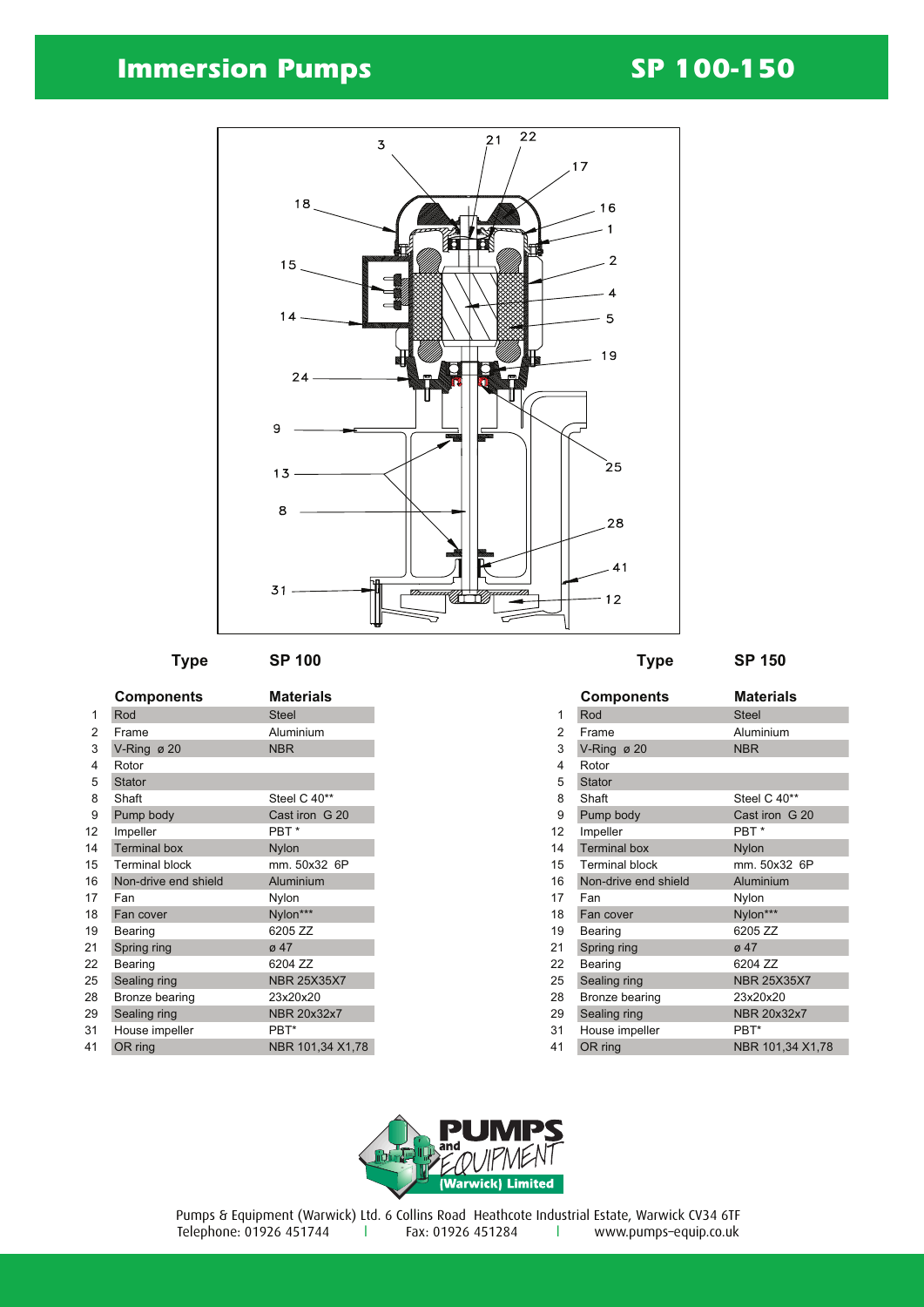# Immersion Pumps

# SP 100-150

3
21
22
17
18
16
1
2
15
4
14
5
19
24
9
25
13
8
28
41
31
12

**Type** **SP 100**

| | Components | Materials |
|---|---|---|
| 1 | Rod | Steel |
| 2 | Frame | Aluminium |
| 3 | V-Ring ø 20 | NBR |
| 4 | Rotor | |
| 5 | Stator | |
| 8 | Shaft | Steel C 40** |
| 9 | Pump body | Cast iron G 20 |
| 12 | Impeller | PBT * |
| 14 | Terminal box | Nylon |
| 15 | Terminal block | mm. 50x32 6P |
| 16 | Non-drive end shield | Aluminium |
| 17 | Fan | Nylon |
| 18 | Fan cover | Nylon*** |
| 19 | Bearing | 6205 ZZ |
| 21 | Spring ring | ø 47 |
| 22 | Bearing | 6204 ZZ |
| 25 | Sealing ring | NBR 25X35X7 |
| 28 | Bronze bearing | 23x20x20 |
| 29 | Sealing ring | NBR 20x32x7 |
| 31 | House impeller | PBT* |
| 41 | OR ring | NBR 101,34 X1,78 |

**Type** **SP 150**

| | Components | Materials |
|---|---|---|
| 1 | Rod | Steel |
| 2 | Frame | Aluminium |
| 3 | V-Ring ø 20 | NBR |
| 4 | Rotor | |
| 5 | Stator | |
| 8 | Shaft | Steel C 40** |
| 9 | Pump body | Cast iron G 20 |
| 12 | Impeller | PBT * |
| 14 | Terminal box | Nylon |
| 15 | Terminal block | mm. 50x32 6P |
| 16 | Non-drive end shield | Aluminium |
| 17 | Fan | Nylon |
| 18 | Fan cover | Nylon*** |
| 19 | Bearing | 6205 ZZ |
| 21 | Spring ring | ø 47 |
| 22 | Bearing | 6204 ZZ |
| 25 | Sealing ring | NBR 25X35X7 |
| 28 | Bronze bearing | 23x20x20 |
| 29 | Sealing ring | NBR 20x32x7 |
| 31 | House impeller | PBT* |
| 41 | OR ring | NBR 101,34 X1,78 |

PUMPS and EQUIPMENT (Warwick) Limited

Pumps & Equipment (Warwick) Ltd. 6 Collins Road Heathcote Industrial Estate, Warwick CV34 6TF
Telephone: 01926 451744 | Fax: 01926 451284 | www.pumps-equip.co.uk